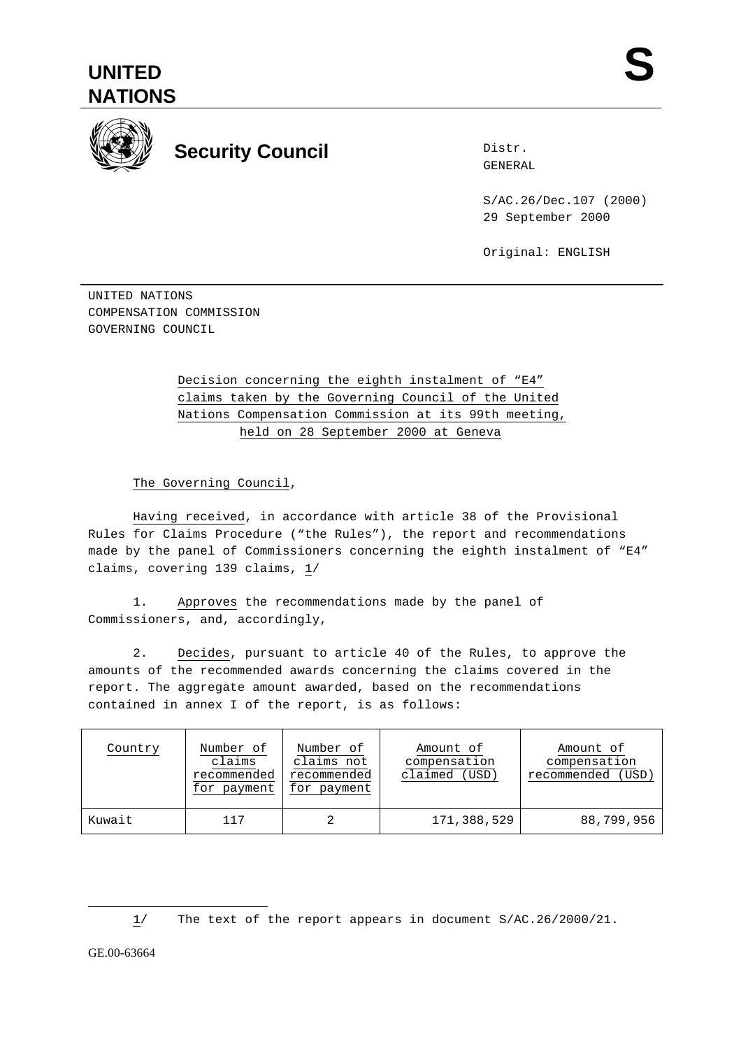UNITED NATIONS

**S**

**Security Council**

Distr.
GENERAL

S/AC.26/Dec.107 (2000)
29 September 2000

Original: ENGLISH

UNITED NATIONS
COMPENSATION COMMISSION
GOVERNING COUNCIL

Decision concerning the eighth instalment of “E4” claims taken by the Governing Council of the United Nations Compensation Commission at its 99th meeting, held on 28 September 2000 at Geneva

The Governing Council,

Having received, in accordance with article 38 of the Provisional Rules for Claims Procedure (“the Rules”), the report and recommendations made by the panel of Commissioners concerning the eighth instalment of “E4” claims, covering 139 claims, 1/

1. Approves the recommendations made by the panel of Commissioners, and, accordingly,

2. Decides, pursuant to article 40 of the Rules, to approve the amounts of the recommended awards concerning the claims covered in the report. The aggregate amount awarded, based on the recommendations contained in annex I of the report, is as follows:

| Country | Number of claims recommended for payment | Number of claims not recommended for payment | Amount of compensation claimed (USD) | Amount of compensation recommended (USD) |
|---|---|---|---|---|
| Kuwait | 117 | 2 | 171,388,529 | 88,799,956 |

1/ The text of the report appears in document S/AC.26/2000/21.

GE.00-63664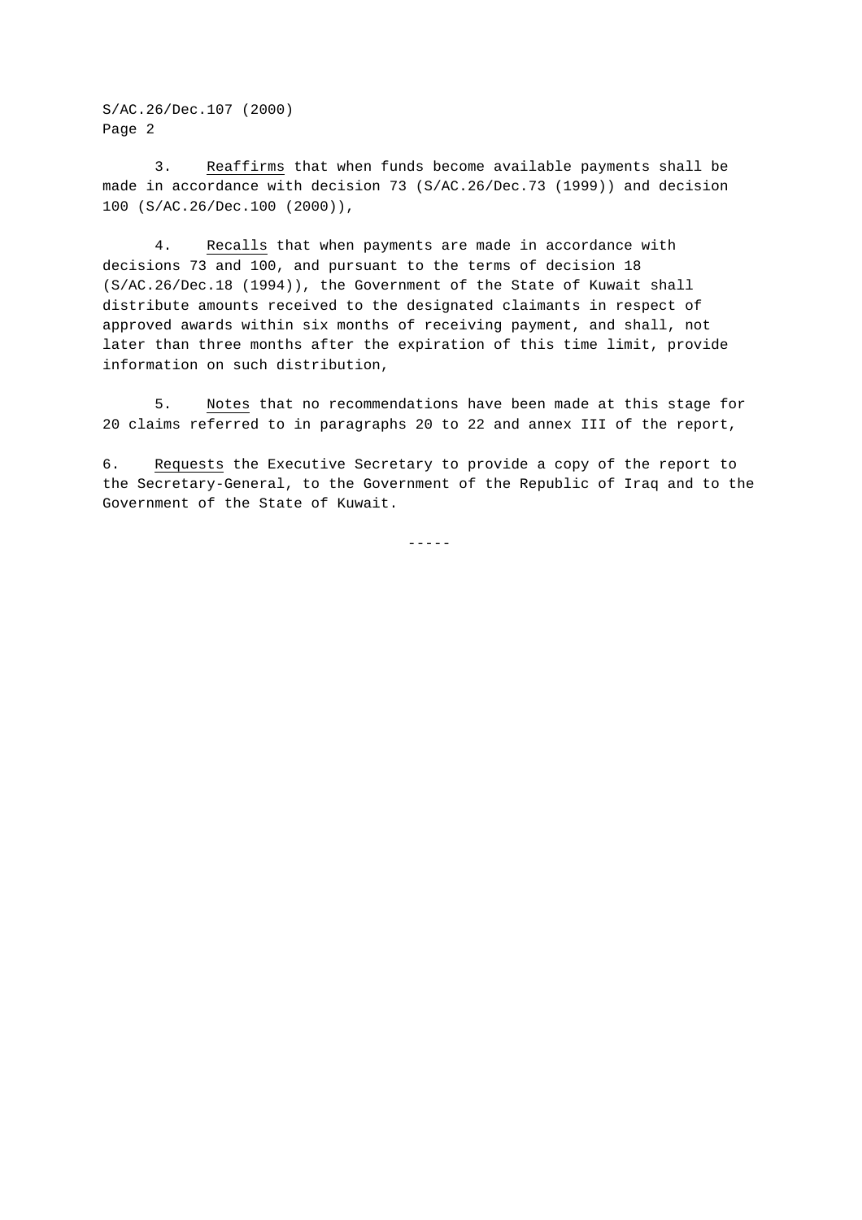3. *Reaffirms* that when funds become available payments shall be made in accordance with decision 73 (S/AC.26/Dec.73 (1999)) and decision 100 (S/AC.26/Dec.100 (2000)),

4. *Recalls* that when payments are made in accordance with decisions 73 and 100, and pursuant to the terms of decision 18 (S/AC.26/Dec.18 (1994)), the Government of the State of Kuwait shall distribute amounts received to the designated claimants in respect of approved awards within six months of receiving payment, and shall, not later than three months after the expiration of this time limit, provide information on such distribution,

5. *Notes* that no recommendations have been made at this stage for 20 claims referred to in paragraphs 20 to 22 and annex III of the report,

6. *Requests* the Executive Secretary to provide a copy of the report to the Secretary-General, to the Government of the Republic of Iraq and to the Government of the State of Kuwait.

-----